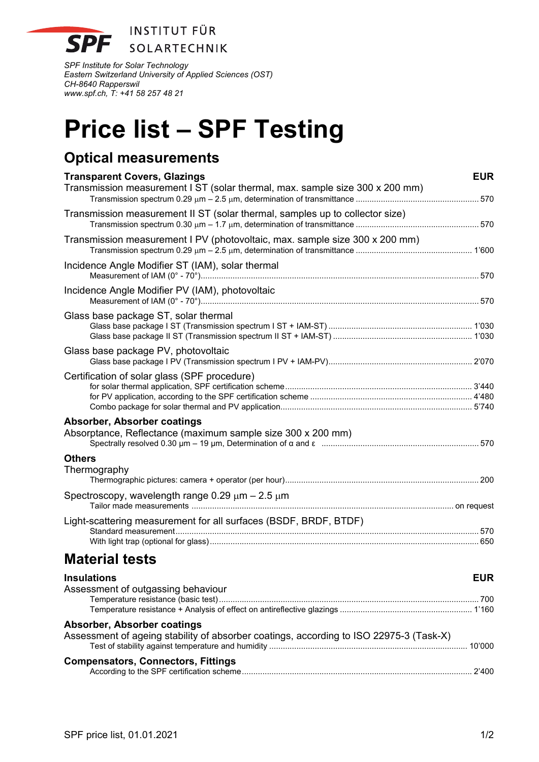**INSTITUT FÜR SOLARTECHNIK**

*SPF Institute for Solar Technology*
*Eastern Switzerland University of Applied Sciences (OST)*
*CH-8640 Rapperswil*
*www.spf.ch, T: +41 58 257 48 21*

# Price list – SPF Testing

## Optical measurements

| **Transparent Covers, Glazings** | **EUR** |
|---|---|
| Transmission measurement I ST (solar thermal, max. sample size 300 x 200 mm) | |
| Transmission spectrum 0.29 μm – 2.5 μm, determination of transmittance | 570 |
| Transmission measurement II ST (solar thermal, samples up to collector size) | |
| Transmission spectrum 0.30 μm – 1.7 μm, determination of transmittance | 570 |
| Transmission measurement I PV (photovoltaic, max. sample size 300 x 200 mm) | |
| Transmission spectrum 0.29 μm – 2.5 μm, determination of transmittance | 1'600 |
| Incidence Angle Modifier ST (IAM), solar thermal | |
| Measurement of IAM (0° - 70°) | 570 |
| Incidence Angle Modifier PV (IAM), photovoltaic | |
| Measurement of IAM (0° - 70°) | 570 |
| Glass base package ST, solar thermal | |
| Glass base package I ST (Transmission spectrum I ST + IAM-ST) | 1'030 |
| Glass base package II ST (Transmission spectrum II ST + IAM-ST) | 1'030 |
| Glass base package PV, photovoltaic | |
| Glass base package I PV (Transmission spectrum I PV + IAM-PV) | 2'070 |
| Certification of solar glass (SPF procedure) | |
| for solar thermal application, SPF certification scheme | 3'440 |
| for PV application, according to the SPF certification scheme | 4'480 |
| Combo package for solar thermal and PV application | 5'740 |
| **Absorber, Absorber coatings** | |
| Absorptance, Reflectance (maximum sample size 300 x 200 mm) | |
| Spectrally resolved 0.30 μm – 19 μm, Determination of α and ε | 570 |
| **Others** | |
| Thermography | |
| Thermographic pictures: camera + operator (per hour) | 200 |
| Spectroscopy, wavelength range 0.29 μm – 2.5 μm | |
| Tailor made measurements | on request |
| Light-scattering measurement for all surfaces (BSDF, BRDF, BTDF) | |
| Standard measurement | 570 |
| With light trap (optional for glass) | 650 |

## Material tests

| **Insulations** | **EUR** |
|---|---|
| Assessment of outgassing behaviour | |
| Temperature resistance (basic test) | 700 |
| Temperature resistance + Analysis of effect on antireflective glazings | 1'160 |
| **Absorber, Absorber coatings** | |
| Assessment of ageing stability of absorber coatings, according to ISO 22975-3 (Task-X) | |
| Test of stability against temperature and humidity | 10'000 |
| **Compensators, Connectors, Fittings** | |
| According to the SPF certification scheme | 2'400 |

SPF price list, 01.01.2021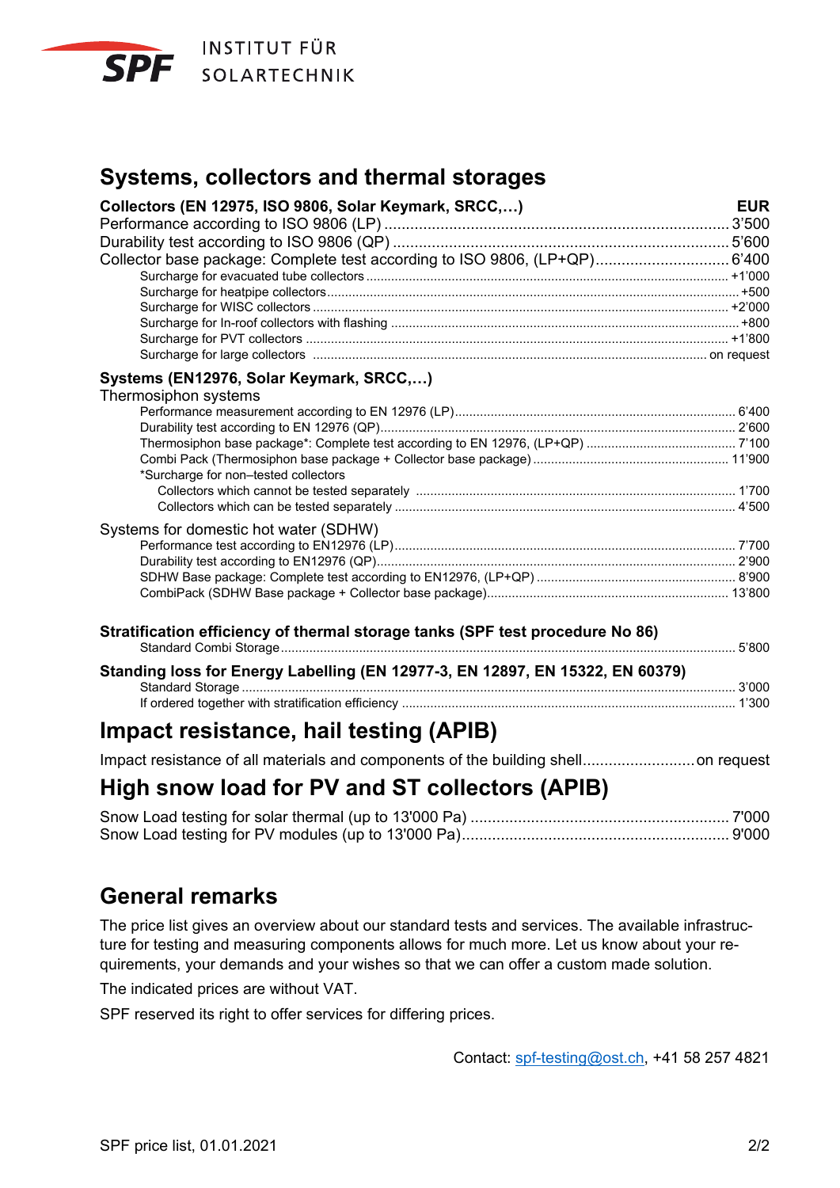INSTITUT FÜR SOLARTECHNIK

# Systems, collectors and thermal storages

| Collectors (EN 12975, ISO 9806, Solar Keymark, SRCC,…) | EUR |
|---|---|
| Performance according to ISO 9806 (LP) | 3'500 |
| Durability test according to ISO 9806 (QP) | 5'600 |
| Collector base package: Complete test according to ISO 9806, (LP+QP) | 6'400 |
| Surcharge for evacuated tube collectors | +1'000 |
| Surcharge for heatpipe collectors | +500 |
| Surcharge for WISC collectors | +2'000 |
| Surcharge for In-roof collectors with flashing | +800 |
| Surcharge for PVT collectors | +1'800 |
| Surcharge for large collectors | on request |

**Systems (EN12976, Solar Keymark, SRCC,…)**

Thermosiphon systems

| | |
|---|---|
| Performance measurement according to EN 12976 (LP) | 6'400 |
| Durability test according to EN 12976 (QP) | 2'600 |
| Thermosiphon base package*: Complete test according to EN 12976, (LP+QP) | 7'100 |
| Combi Pack (Thermosiphon base package + Collector base package) | 11'900 |
| *Surcharge for non–tested collectors | |
| Collectors which cannot be tested separately | 1'700 |
| Collectors which can be tested separately | 4'500 |

Systems for domestic hot water (SDHW)

| | |
|---|---|
| Performance test according to EN12976 (LP) | 7'700 |
| Durability test according to EN12976 (QP) | 2'900 |
| SDHW Base package: Complete test according to EN12976, (LP+QP) | 8'900 |
| CombiPack (SDHW Base package + Collector base package) | 13'800 |

**Stratification efficiency of thermal storage tanks (SPF test procedure No 86)**

| | |
|---|---|
| Standard Combi Storage | 5'800 |

**Standing loss for Energy Labelling (EN 12977-3, EN 12897, EN 15322, EN 60379)**

| | |
|---|---|
| Standard Storage | 3'000 |
| If ordered together with stratification efficiency | 1'300 |

# Impact resistance, hail testing (APIB)

| | |
|---|---|
| Impact resistance of all materials and components of the building shell | on request |

# High snow load for PV and ST collectors (APIB)

| | |
|---|---|
| Snow Load testing for solar thermal (up to 13'000 Pa) | 7'000 |
| Snow Load testing for PV modules (up to 13'000 Pa) | 9'000 |

# General remarks

The price list gives an overview about our standard tests and services. The available infrastructure for testing and measuring components allows for much more. Let us know about your requirements, your demands and your wishes so that we can offer a custom made solution.

The indicated prices are without VAT.

SPF reserved its right to offer services for differing prices.

Contact: spf-testing@ost.ch, +41 58 257 4821

SPF price list, 01.01.2021